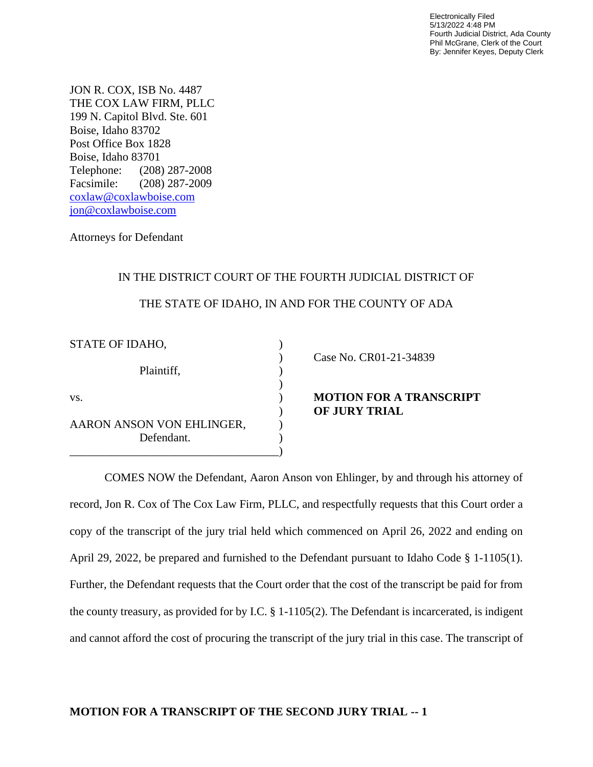Electronically Filed
5/13/2022 4:48 PM
Fourth Judicial District, Ada County
Phil McGrane, Clerk of the Court
By: Jennifer Keyes, Deputy Clerk

JON R. COX, ISB No. 4487
THE COX LAW FIRM, PLLC
199 N. Capitol Blvd. Ste. 601
Boise, Idaho 83702
Post Office Box 1828
Boise, Idaho 83701
Telephone: (208) 287-2008
Facsimile: (208) 287-2009
coxlaw@coxlawboise.com
jon@coxlawboise.com

Attorneys for Defendant

IN THE DISTRICT COURT OF THE FOURTH JUDICIAL DISTRICT OF

THE STATE OF IDAHO, IN AND FOR THE COUNTY OF ADA

| | |
|---|---|
| STATE OF IDAHO,<br><br>Plaintiff,<br><br>vs.<br><br>AARON ANSON VON EHLINGER,<br>Defendant. | Case No. CR01-21-34839<br><br>**MOTION FOR A TRANSCRIPT OF JURY TRIAL** |

COMES NOW the Defendant, Aaron Anson von Ehlinger, by and through his attorney of record, Jon R. Cox of The Cox Law Firm, PLLC, and respectfully requests that this Court order a copy of the transcript of the jury trial held which commenced on April 26, 2022 and ending on April 29, 2022, be prepared and furnished to the Defendant pursuant to Idaho Code § 1-1105(1). Further, the Defendant requests that the Court order that the cost of the transcript be paid for from the county treasury, as provided for by I.C. § 1-1105(2). The Defendant is incarcerated, is indigent and cannot afford the cost of procuring the transcript of the jury trial in this case. The transcript of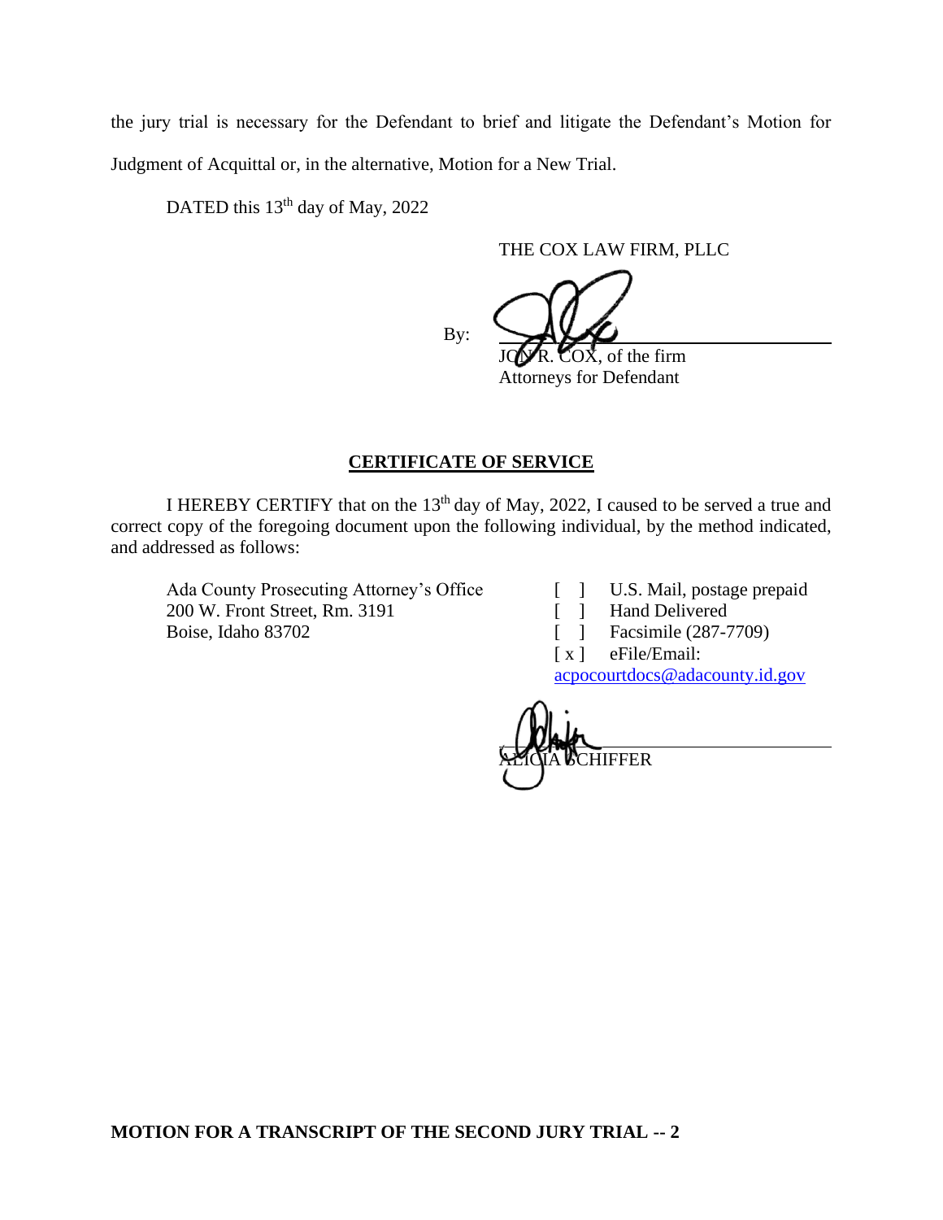the jury trial is necessary for the Defendant to brief and litigate the Defendant's Motion for Judgment of Acquittal or, in the alternative, Motion for a New Trial.

DATED this 13th day of May, 2022

THE COX LAW FIRM, PLLC

By: ______________________________
JON R. COX, of the firm
Attorneys for Defendant

## CERTIFICATE OF SERVICE

I HEREBY CERTIFY that on the 13th day of May, 2022, I caused to be served a true and correct copy of the foregoing document upon the following individual, by the method indicated, and addressed as follows:

Ada County Prosecuting Attorney's Office
200 W. Front Street, Rm. 3191
Boise, Idaho 83702

[ ] U.S. Mail, postage prepaid
[ ] Hand Delivered
[ ] Facsimile (287-7709)
[ x ] eFile/Email: acpocourtdocs@adacounty.id.gov

______________________________
ALICIA SCHIFFER

**MOTION FOR A TRANSCRIPT OF THE SECOND JURY TRIAL -- 2**